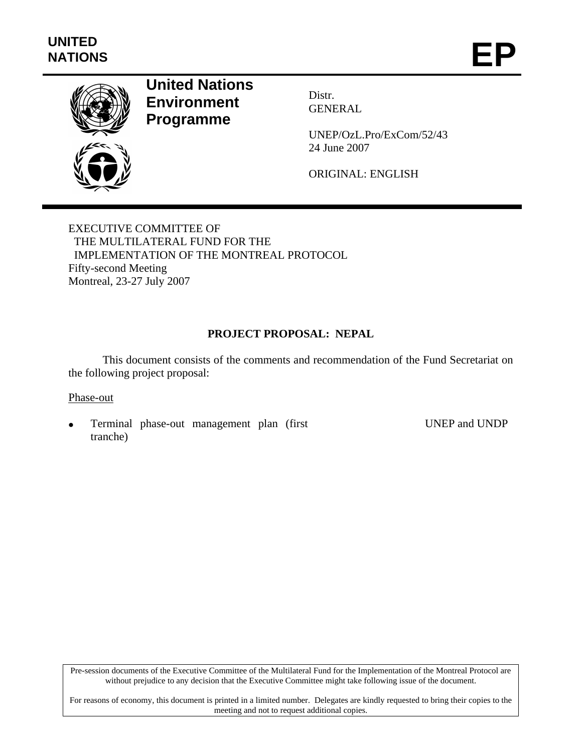UNITED NATIONS

# EP

**United Nations Environment Programme**

Distr.
GENERAL

UNEP/OzL.Pro/ExCom/52/43
24 June 2007

ORIGINAL: ENGLISH

EXECUTIVE COMMITTEE OF
THE MULTILATERAL FUND FOR THE
IMPLEMENTATION OF THE MONTREAL PROTOCOL
Fifty-second Meeting
Montreal, 23-27 July 2007

**PROJECT PROPOSAL: NEPAL**

This document consists of the comments and recommendation of the Fund Secretariat on the following project proposal:

Phase-out

- Terminal phase-out management plan (first tranche) — UNEP and UNDP

Pre-session documents of the Executive Committee of the Multilateral Fund for the Implementation of the Montreal Protocol are without prejudice to any decision that the Executive Committee might take following issue of the document.

For reasons of economy, this document is printed in a limited number. Delegates are kindly requested to bring their copies to the meeting and not to request additional copies.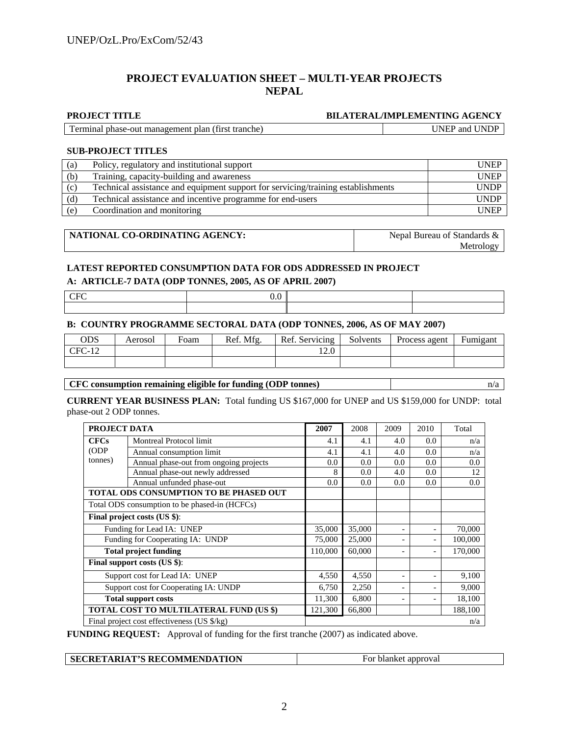# PROJECT EVALUATION SHEET – MULTI-YEAR PROJECTS
# NEPAL

| PROJECT TITLE | BILATERAL/IMPLEMENTING AGENCY |
|---|---|
| Terminal phase-out management plan (first tranche) | UNEP and UNDP |

**SUB-PROJECT TITLES**

| | | |
|---|---|---|
| (a) | Policy, regulatory and institutional support | UNEP |
| (b) | Training, capacity-building and awareness | UNEP |
| (c) | Technical assistance and equipment support for servicing/training establishments | UNDP |
| (d) | Technical assistance and incentive programme for end-users | UNDP |
| (e) | Coordination and monitoring | UNEP |

| NATIONAL CO-ORDINATING AGENCY: | Nepal Bureau of Standards & Metrology |
|---|---|

**LATEST REPORTED CONSUMPTION DATA FOR ODS ADDRESSED IN PROJECT**

**A: ARTICLE-7 DATA (ODP TONNES, 2005, AS OF APRIL 2007)**

| | | | |
|---|---|---|---|
| CFC | 0.0 | | |
| | | | |

**B: COUNTRY PROGRAMME SECTORAL DATA (ODP TONNES, 2006, AS OF MAY 2007)**

| ODS | Aerosol | Foam | Ref. Mfg. | Ref. Servicing | Solvents | Process agent | Fumigant |
|---|---|---|---|---|---|---|---|
| CFC-12 | | | | 12.0 | | | |
| | | | | | | | |

| CFC consumption remaining eligible for funding (ODP tonnes) | n/a |
|---|---|

**CURRENT YEAR BUSINESS PLAN:** Total funding US $167,000 for UNEP and US $159,000 for UNDP: total phase-out 2 ODP tonnes.

| PROJECT DATA | | 2007 | 2008 | 2009 | 2010 | Total |
|---|---|---|---|---|---|---|
| CFCs (ODP tonnes) | Montreal Protocol limit | 4.1 | 4.1 | 4.0 | 0.0 | n/a |
| | Annual consumption limit | 4.1 | 4.1 | 4.0 | 0.0 | n/a |
| | Annual phase-out from ongoing projects | 0.0 | 0.0 | 0.0 | 0.0 | 0.0 |
| | Annual phase-out newly addressed | 8 | 0.0 | 4.0 | 0.0 | 12 |
| | Annual unfunded phase-out | 0.0 | 0.0 | 0.0 | 0.0 | 0.0 |
| **TOTAL ODS CONSUMPTION TO BE PHASED OUT** | | | | | | |
| Total ODS consumption to be phased-in (HCFCs) | | | | | | |
| **Final project costs (US $)**: | | | | | | |
| Funding for Lead IA: UNEP | | 35,000 | 35,000 | - | - | 70,000 |
| Funding for Cooperating IA: UNDP | | 75,000 | 25,000 | - | - | 100,000 |
| **Total project funding** | | 110,000 | 60,000 | - | - | 170,000 |
| **Final support costs (US $)**: | | | | | | |
| Support cost for Lead IA: UNEP | | 4,550 | 4,550 | - | - | 9,100 |
| Support cost for Cooperating IA: UNDP | | 6,750 | 2,250 | - | - | 9,000 |
| **Total support costs** | | 11,300 | 6,800 | - | - | 18,100 |
| **TOTAL COST TO MULTILATERAL FUND (US $)** | | 121,300 | 66,800 | | | 188,100 |
| Final project cost effectiveness (US $/kg) | | | | | | n/a |

**FUNDING REQUEST:** Approval of funding for the first tranche (2007) as indicated above.

| SECRETARIAT'S RECOMMENDATION | For blanket approval |
|---|---|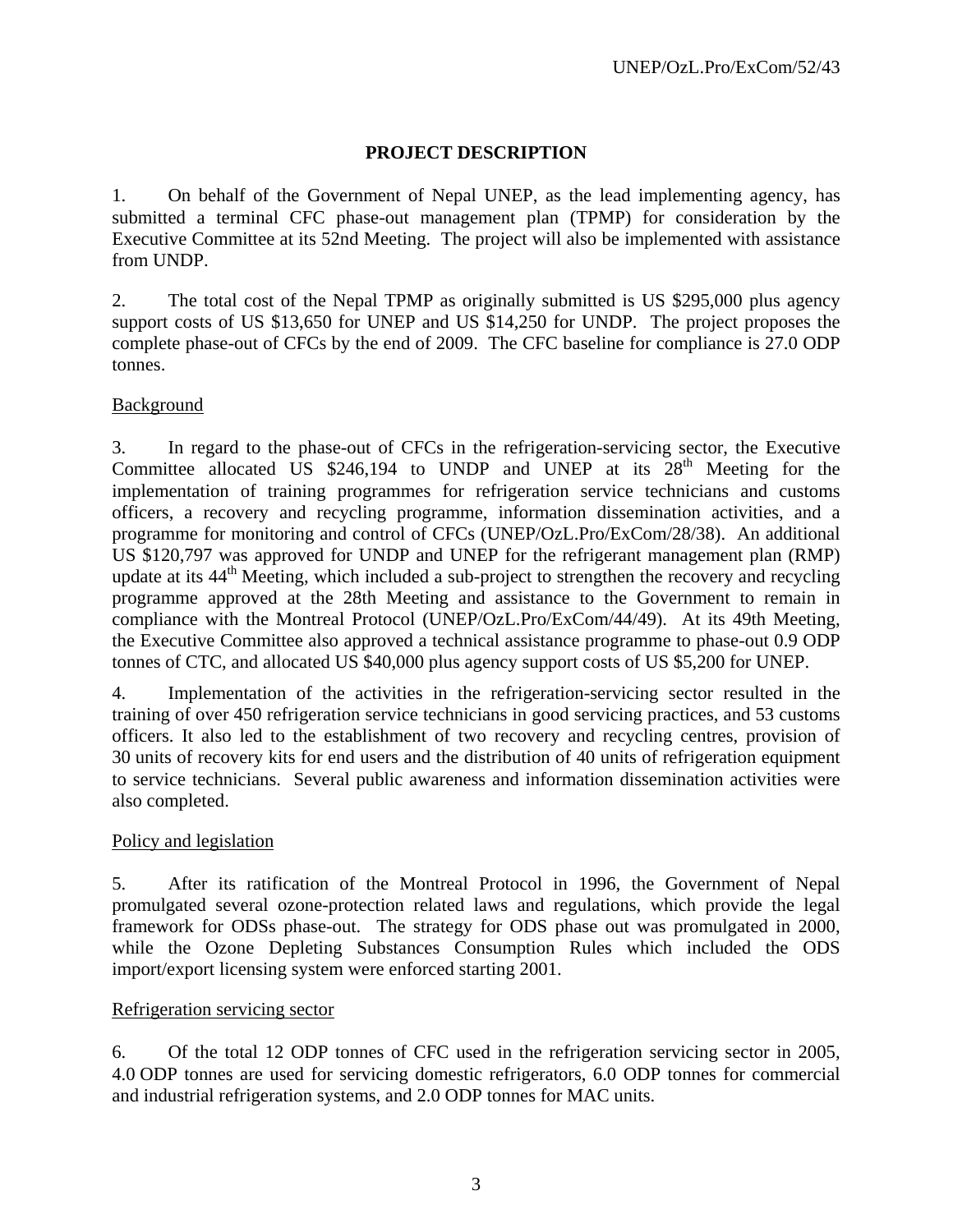## PROJECT DESCRIPTION

1. On behalf of the Government of Nepal UNEP, as the lead implementing agency, has submitted a terminal CFC phase-out management plan (TPMP) for consideration by the Executive Committee at its 52nd Meeting. The project will also be implemented with assistance from UNDP.

2. The total cost of the Nepal TPMP as originally submitted is US $295,000 plus agency support costs of US $13,650 for UNEP and US $14,250 for UNDP. The project proposes the complete phase-out of CFCs by the end of 2009. The CFC baseline for compliance is 27.0 ODP tonnes.

### Background

3. In regard to the phase-out of CFCs in the refrigeration-servicing sector, the Executive Committee allocated US $246,194 to UNDP and UNEP at its 28th Meeting for the implementation of training programmes for refrigeration service technicians and customs officers, a recovery and recycling programme, information dissemination activities, and a programme for monitoring and control of CFCs (UNEP/OzL.Pro/ExCom/28/38). An additional US $120,797 was approved for UNDP and UNEP for the refrigerant management plan (RMP) update at its 44th Meeting, which included a sub-project to strengthen the recovery and recycling programme approved at the 28th Meeting and assistance to the Government to remain in compliance with the Montreal Protocol (UNEP/OzL.Pro/ExCom/44/49). At its 49th Meeting, the Executive Committee also approved a technical assistance programme to phase-out 0.9 ODP tonnes of CTC, and allocated US $40,000 plus agency support costs of US $5,200 for UNEP.

4. Implementation of the activities in the refrigeration-servicing sector resulted in the training of over 450 refrigeration service technicians in good servicing practices, and 53 customs officers. It also led to the establishment of two recovery and recycling centres, provision of 30 units of recovery kits for end users and the distribution of 40 units of refrigeration equipment to service technicians. Several public awareness and information dissemination activities were also completed.

### Policy and legislation

5. After its ratification of the Montreal Protocol in 1996, the Government of Nepal promulgated several ozone-protection related laws and regulations, which provide the legal framework for ODSs phase-out. The strategy for ODS phase out was promulgated in 2000, while the Ozone Depleting Substances Consumption Rules which included the ODS import/export licensing system were enforced starting 2001.

### Refrigeration servicing sector

6. Of the total 12 ODP tonnes of CFC used in the refrigeration servicing sector in 2005, 4.0 ODP tonnes are used for servicing domestic refrigerators, 6.0 ODP tonnes for commercial and industrial refrigeration systems, and 2.0 ODP tonnes for MAC units.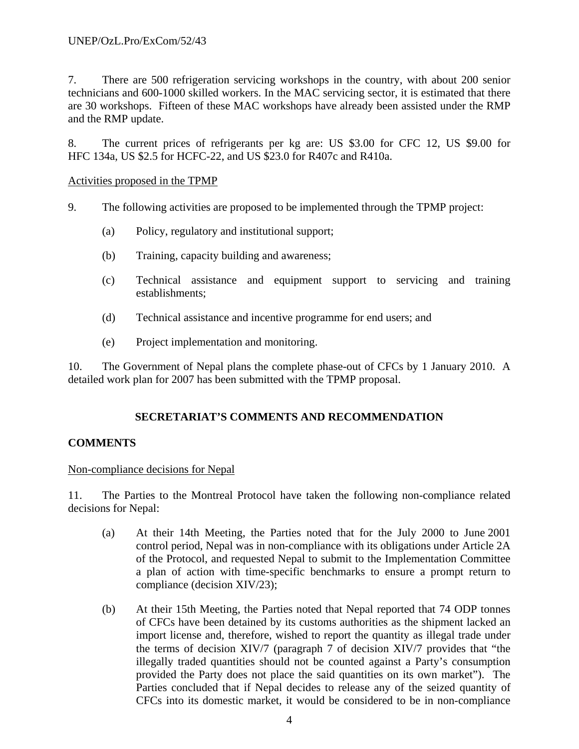7. There are 500 refrigeration servicing workshops in the country, with about 200 senior technicians and 600-1000 skilled workers. In the MAC servicing sector, it is estimated that there are 30 workshops. Fifteen of these MAC workshops have already been assisted under the RMP and the RMP update.

8. The current prices of refrigerants per kg are: US \$3.00 for CFC 12, US \$9.00 for HFC 134a, US \$2.5 for HCFC-22, and US \$23.0 for R407c and R410a.

Activities proposed in the TPMP

9. The following activities are proposed to be implemented through the TPMP project:

(a) Policy, regulatory and institutional support;

(b) Training, capacity building and awareness;

(c) Technical assistance and equipment support to servicing and training establishments;

(d) Technical assistance and incentive programme for end users; and

(e) Project implementation and monitoring.

10. The Government of Nepal plans the complete phase-out of CFCs by 1 January 2010. A detailed work plan for 2007 has been submitted with the TPMP proposal.

## SECRETARIAT'S COMMENTS AND RECOMMENDATION

### COMMENTS

Non-compliance decisions for Nepal

11. The Parties to the Montreal Protocol have taken the following non-compliance related decisions for Nepal:

(a) At their 14th Meeting, the Parties noted that for the July 2000 to June 2001 control period, Nepal was in non-compliance with its obligations under Article 2A of the Protocol, and requested Nepal to submit to the Implementation Committee a plan of action with time-specific benchmarks to ensure a prompt return to compliance (decision XIV/23);

(b) At their 15th Meeting, the Parties noted that Nepal reported that 74 ODP tonnes of CFCs have been detained by its customs authorities as the shipment lacked an import license and, therefore, wished to report the quantity as illegal trade under the terms of decision XIV/7 (paragraph 7 of decision XIV/7 provides that "the illegally traded quantities should not be counted against a Party's consumption provided the Party does not place the said quantities on its own market"). The Parties concluded that if Nepal decides to release any of the seized quantity of CFCs into its domestic market, it would be considered to be in non-compliance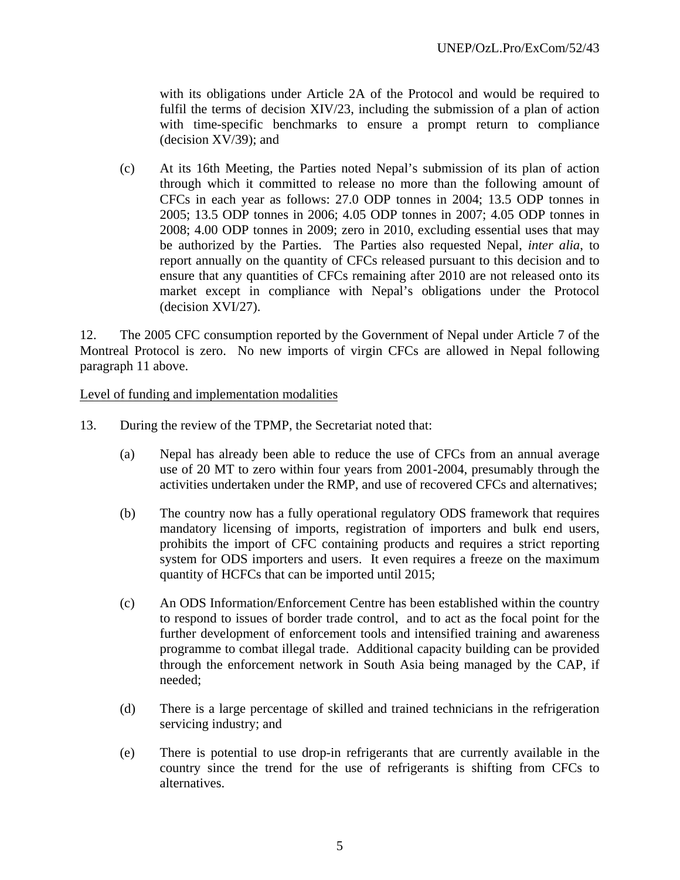with its obligations under Article 2A of the Protocol and would be required to fulfil the terms of decision XIV/23, including the submission of a plan of action with time-specific benchmarks to ensure a prompt return to compliance (decision XV/39); and

(c) At its 16th Meeting, the Parties noted Nepal's submission of its plan of action through which it committed to release no more than the following amount of CFCs in each year as follows: 27.0 ODP tonnes in 2004; 13.5 ODP tonnes in 2005; 13.5 ODP tonnes in 2006; 4.05 ODP tonnes in 2007; 4.05 ODP tonnes in 2008; 4.00 ODP tonnes in 2009; zero in 2010, excluding essential uses that may be authorized by the Parties. The Parties also requested Nepal, *inter alia*, to report annually on the quantity of CFCs released pursuant to this decision and to ensure that any quantities of CFCs remaining after 2010 are not released onto its market except in compliance with Nepal's obligations under the Protocol (decision XVI/27).

12. The 2005 CFC consumption reported by the Government of Nepal under Article 7 of the Montreal Protocol is zero. No new imports of virgin CFCs are allowed in Nepal following paragraph 11 above.

<u>Level of funding and implementation modalities</u>

13. During the review of the TPMP, the Secretariat noted that:

(a) Nepal has already been able to reduce the use of CFCs from an annual average use of 20 MT to zero within four years from 2001-2004, presumably through the activities undertaken under the RMP, and use of recovered CFCs and alternatives;

(b) The country now has a fully operational regulatory ODS framework that requires mandatory licensing of imports, registration of importers and bulk end users, prohibits the import of CFC containing products and requires a strict reporting system for ODS importers and users. It even requires a freeze on the maximum quantity of HCFCs that can be imported until 2015;

(c) An ODS Information/Enforcement Centre has been established within the country to respond to issues of border trade control, and to act as the focal point for the further development of enforcement tools and intensified training and awareness programme to combat illegal trade. Additional capacity building can be provided through the enforcement network in South Asia being managed by the CAP, if needed;

(d) There is a large percentage of skilled and trained technicians in the refrigeration servicing industry; and

(e) There is potential to use drop-in refrigerants that are currently available in the country since the trend for the use of refrigerants is shifting from CFCs to alternatives.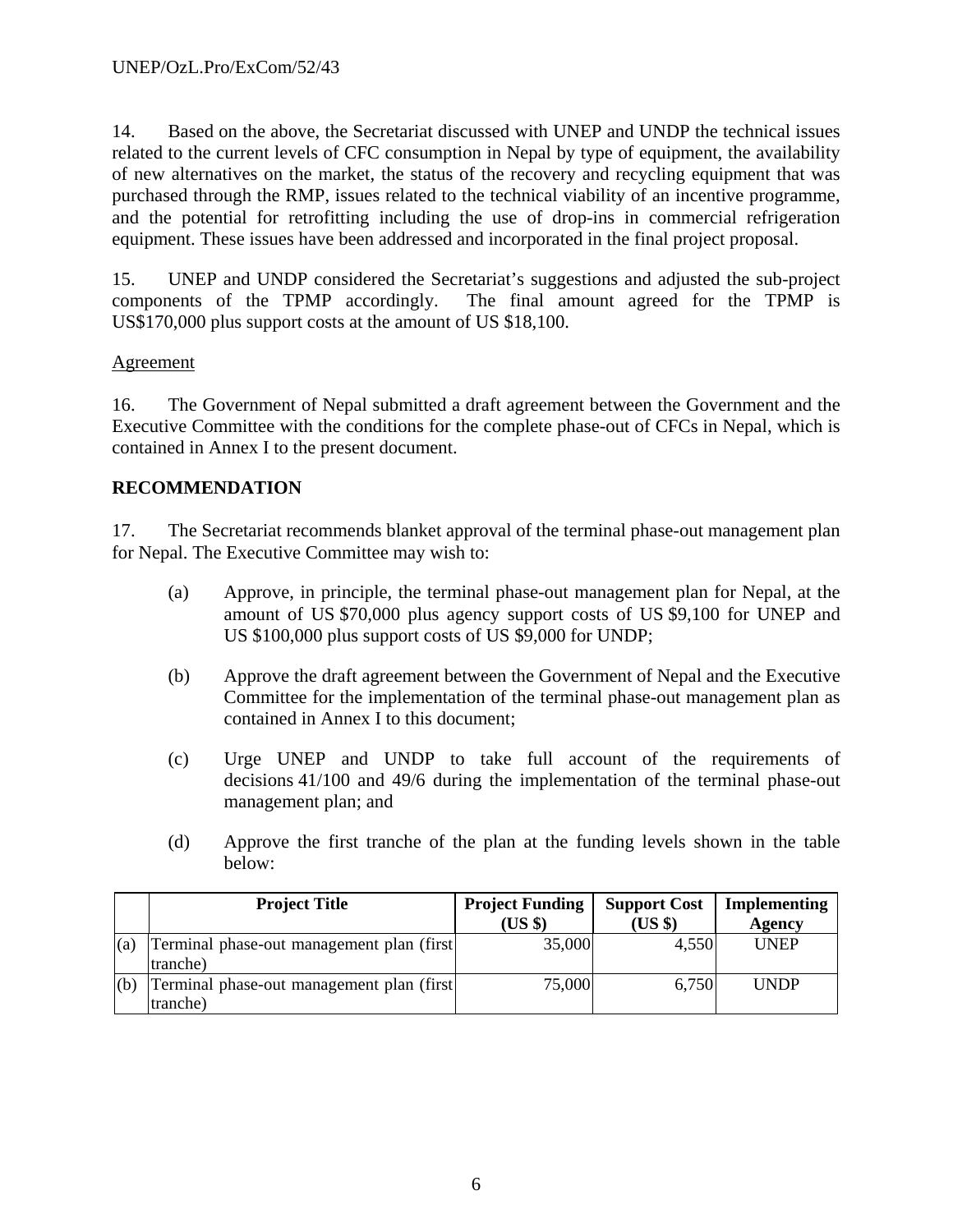14. Based on the above, the Secretariat discussed with UNEP and UNDP the technical issues related to the current levels of CFC consumption in Nepal by type of equipment, the availability of new alternatives on the market, the status of the recovery and recycling equipment that was purchased through the RMP, issues related to the technical viability of an incentive programme, and the potential for retrofitting including the use of drop-ins in commercial refrigeration equipment. These issues have been addressed and incorporated in the final project proposal.

15. UNEP and UNDP considered the Secretariat's suggestions and adjusted the sub-project components of the TPMP accordingly. The final amount agreed for the TPMP is US$170,000 plus support costs at the amount of US $18,100.

Agreement

16. The Government of Nepal submitted a draft agreement between the Government and the Executive Committee with the conditions for the complete phase-out of CFCs in Nepal, which is contained in Annex I to the present document.

## RECOMMENDATION

17. The Secretariat recommends blanket approval of the terminal phase-out management plan for Nepal. The Executive Committee may wish to:

(a) Approve, in principle, the terminal phase-out management plan for Nepal, at the amount of US $70,000 plus agency support costs of US $9,100 for UNEP and US $100,000 plus support costs of US $9,000 for UNDP;

(b) Approve the draft agreement between the Government of Nepal and the Executive Committee for the implementation of the terminal phase-out management plan as contained in Annex I to this document;

(c) Urge UNEP and UNDP to take full account of the requirements of decisions 41/100 and 49/6 during the implementation of the terminal phase-out management plan; and

(d) Approve the first tranche of the plan at the funding levels shown in the table below:

| | Project Title | Project Funding (US $) | Support Cost (US $) | Implementing Agency |
|---|---|---|---|---|
| (a) | Terminal phase-out management plan (first tranche) | 35,000 | 4,550 | UNEP |
| (b) | Terminal phase-out management plan (first tranche) | 75,000 | 6,750 | UNDP |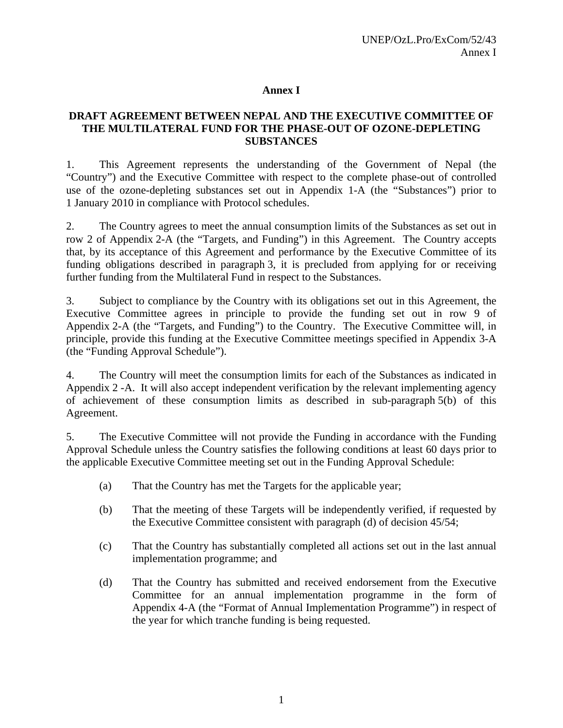# Annex I

## DRAFT AGREEMENT BETWEEN NEPAL AND THE EXECUTIVE COMMITTEE OF THE MULTILATERAL FUND FOR THE PHASE-OUT OF OZONE-DEPLETING SUBSTANCES

1. This Agreement represents the understanding of the Government of Nepal (the "Country") and the Executive Committee with respect to the complete phase-out of controlled use of the ozone-depleting substances set out in Appendix 1-A (the "Substances") prior to 1 January 2010 in compliance with Protocol schedules.

2. The Country agrees to meet the annual consumption limits of the Substances as set out in row 2 of Appendix 2-A (the "Targets, and Funding") in this Agreement. The Country accepts that, by its acceptance of this Agreement and performance by the Executive Committee of its funding obligations described in paragraph 3, it is precluded from applying for or receiving further funding from the Multilateral Fund in respect to the Substances.

3. Subject to compliance by the Country with its obligations set out in this Agreement, the Executive Committee agrees in principle to provide the funding set out in row 9 of Appendix 2-A (the "Targets, and Funding") to the Country. The Executive Committee will, in principle, provide this funding at the Executive Committee meetings specified in Appendix 3-A (the "Funding Approval Schedule").

4. The Country will meet the consumption limits for each of the Substances as indicated in Appendix 2 -A. It will also accept independent verification by the relevant implementing agency of achievement of these consumption limits as described in sub-paragraph 5(b) of this Agreement.

5. The Executive Committee will not provide the Funding in accordance with the Funding Approval Schedule unless the Country satisfies the following conditions at least 60 days prior to the applicable Executive Committee meeting set out in the Funding Approval Schedule:

   (a) That the Country has met the Targets for the applicable year;

   (b) That the meeting of these Targets will be independently verified, if requested by the Executive Committee consistent with paragraph (d) of decision 45/54;

   (c) That the Country has substantially completed all actions set out in the last annual implementation programme; and

   (d) That the Country has submitted and received endorsement from the Executive Committee for an annual implementation programme in the form of Appendix 4-A (the "Format of Annual Implementation Programme") in respect of the year for which tranche funding is being requested.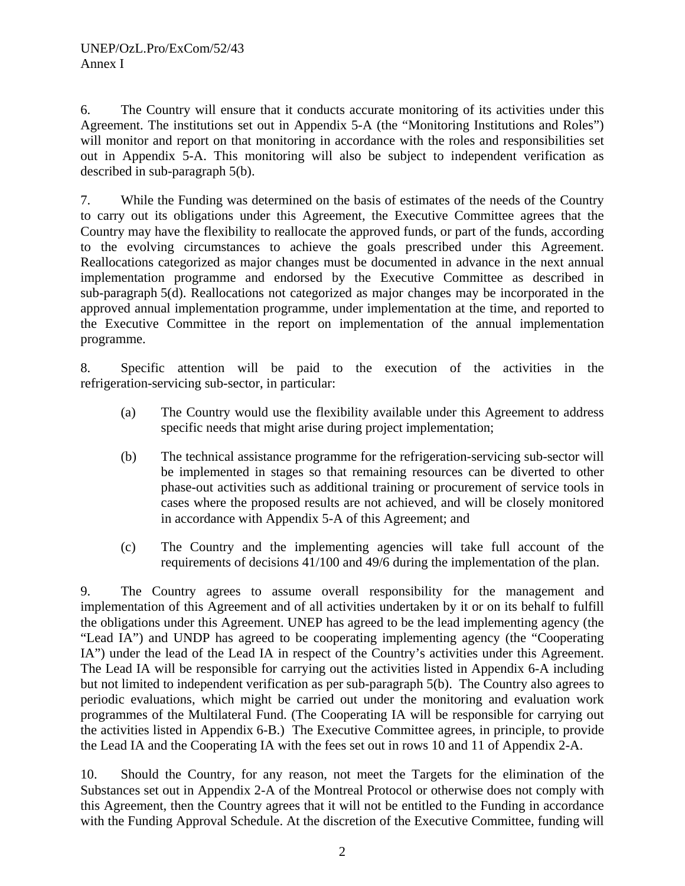6. The Country will ensure that it conducts accurate monitoring of its activities under this Agreement. The institutions set out in Appendix 5-A (the "Monitoring Institutions and Roles") will monitor and report on that monitoring in accordance with the roles and responsibilities set out in Appendix 5-A. This monitoring will also be subject to independent verification as described in sub-paragraph 5(b).

7. While the Funding was determined on the basis of estimates of the needs of the Country to carry out its obligations under this Agreement, the Executive Committee agrees that the Country may have the flexibility to reallocate the approved funds, or part of the funds, according to the evolving circumstances to achieve the goals prescribed under this Agreement. Reallocations categorized as major changes must be documented in advance in the next annual implementation programme and endorsed by the Executive Committee as described in sub-paragraph 5(d). Reallocations not categorized as major changes may be incorporated in the approved annual implementation programme, under implementation at the time, and reported to the Executive Committee in the report on implementation of the annual implementation programme.

8. Specific attention will be paid to the execution of the activities in the refrigeration-servicing sub-sector, in particular:

(a) The Country would use the flexibility available under this Agreement to address specific needs that might arise during project implementation;

(b) The technical assistance programme for the refrigeration-servicing sub-sector will be implemented in stages so that remaining resources can be diverted to other phase-out activities such as additional training or procurement of service tools in cases where the proposed results are not achieved, and will be closely monitored in accordance with Appendix 5-A of this Agreement; and

(c) The Country and the implementing agencies will take full account of the requirements of decisions 41/100 and 49/6 during the implementation of the plan.

9. The Country agrees to assume overall responsibility for the management and implementation of this Agreement and of all activities undertaken by it or on its behalf to fulfill the obligations under this Agreement. UNEP has agreed to be the lead implementing agency (the "Lead IA") and UNDP has agreed to be cooperating implementing agency (the "Cooperating IA") under the lead of the Lead IA in respect of the Country's activities under this Agreement. The Lead IA will be responsible for carrying out the activities listed in Appendix 6-A including but not limited to independent verification as per sub-paragraph 5(b). The Country also agrees to periodic evaluations, which might be carried out under the monitoring and evaluation work programmes of the Multilateral Fund. (The Cooperating IA will be responsible for carrying out the activities listed in Appendix 6-B.) The Executive Committee agrees, in principle, to provide the Lead IA and the Cooperating IA with the fees set out in rows 10 and 11 of Appendix 2-A.

10. Should the Country, for any reason, not meet the Targets for the elimination of the Substances set out in Appendix 2-A of the Montreal Protocol or otherwise does not comply with this Agreement, then the Country agrees that it will not be entitled to the Funding in accordance with the Funding Approval Schedule. At the discretion of the Executive Committee, funding will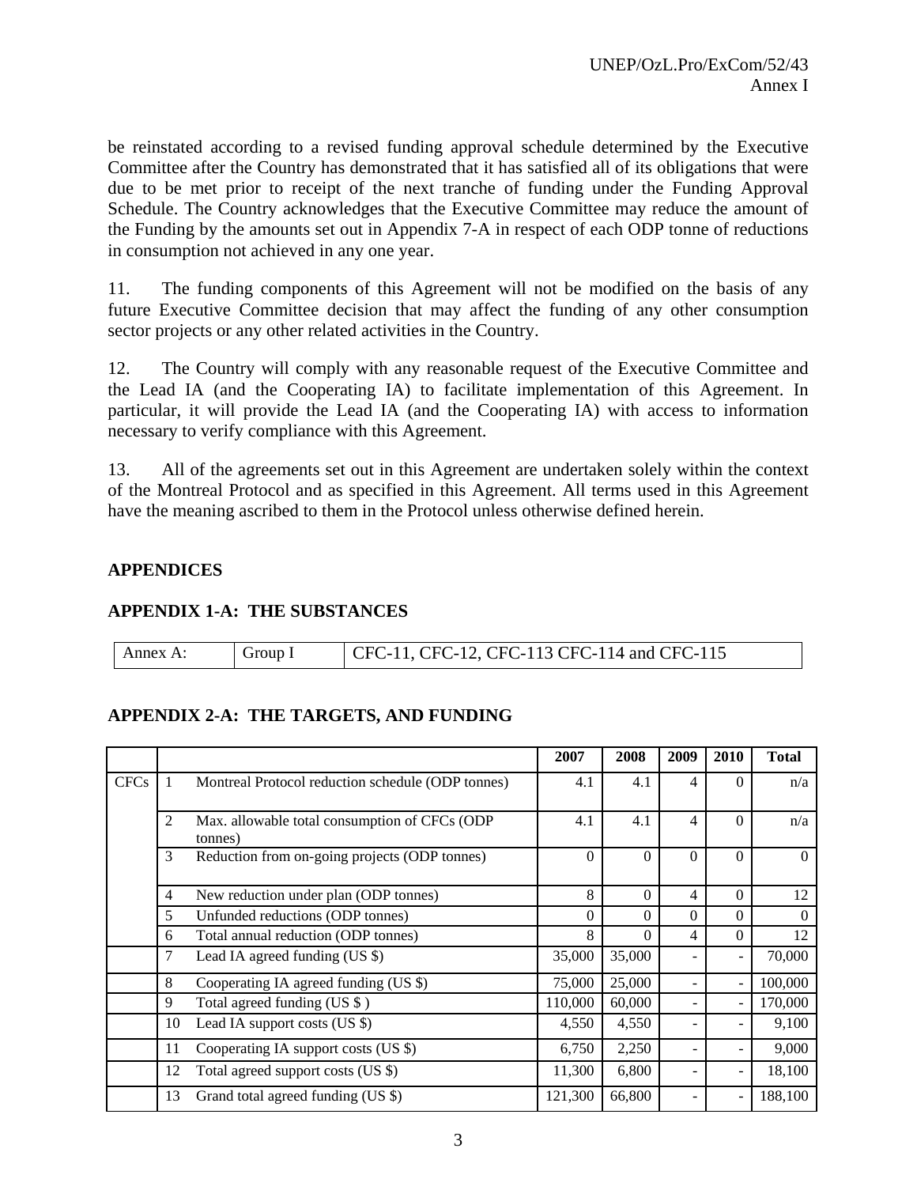be reinstated according to a revised funding approval schedule determined by the Executive Committee after the Country has demonstrated that it has satisfied all of its obligations that were due to be met prior to receipt of the next tranche of funding under the Funding Approval Schedule. The Country acknowledges that the Executive Committee may reduce the amount of the Funding by the amounts set out in Appendix 7-A in respect of each ODP tonne of reductions in consumption not achieved in any one year.

11. The funding components of this Agreement will not be modified on the basis of any future Executive Committee decision that may affect the funding of any other consumption sector projects or any other related activities in the Country.

12. The Country will comply with any reasonable request of the Executive Committee and the Lead IA (and the Cooperating IA) to facilitate implementation of this Agreement. In particular, it will provide the Lead IA (and the Cooperating IA) with access to information necessary to verify compliance with this Agreement.

13. All of the agreements set out in this Agreement are undertaken solely within the context of the Montreal Protocol and as specified in this Agreement. All terms used in this Agreement have the meaning ascribed to them in the Protocol unless otherwise defined herein.

## APPENDICES

### APPENDIX 1-A: THE SUBSTANCES

| Annex A: | Group I | CFC-11, CFC-12, CFC-113 CFC-114 and CFC-115 |
|---|---|---|

### APPENDIX 2-A: THE TARGETS, AND FUNDING

| | | | 2007 | 2008 | 2009 | 2010 | Total |
|---|---|---|---|---|---|---|---|
| CFCs | 1 | Montreal Protocol reduction schedule (ODP tonnes) | 4.1 | 4.1 | 4 | 0 | n/a |
| | 2 | Max. allowable total consumption of CFCs (ODP tonnes) | 4.1 | 4.1 | 4 | 0 | n/a |
| | 3 | Reduction from on-going projects (ODP tonnes) | 0 | 0 | 0 | 0 | 0 |
| | 4 | New reduction under plan (ODP tonnes) | 8 | 0 | 4 | 0 | 12 |
| | 5 | Unfunded reductions (ODP tonnes) | 0 | 0 | 0 | 0 | 0 |
| | 6 | Total annual reduction (ODP tonnes) | 8 | 0 | 4 | 0 | 12 |
| | 7 | Lead IA agreed funding (US $) | 35,000 | 35,000 | - | - | 70,000 |
| | 8 | Cooperating IA agreed funding (US $) | 75,000 | 25,000 | - | - | 100,000 |
| | 9 | Total agreed funding (US $ ) | 110,000 | 60,000 | - | - | 170,000 |
| | 10 | Lead IA support costs (US $) | 4,550 | 4,550 | - | - | 9,100 |
| | 11 | Cooperating IA support costs (US $) | 6,750 | 2,250 | - | - | 9,000 |
| | 12 | Total agreed support costs (US $) | 11,300 | 6,800 | - | - | 18,100 |
| | 13 | Grand total agreed funding (US $) | 121,300 | 66,800 | - | - | 188,100 |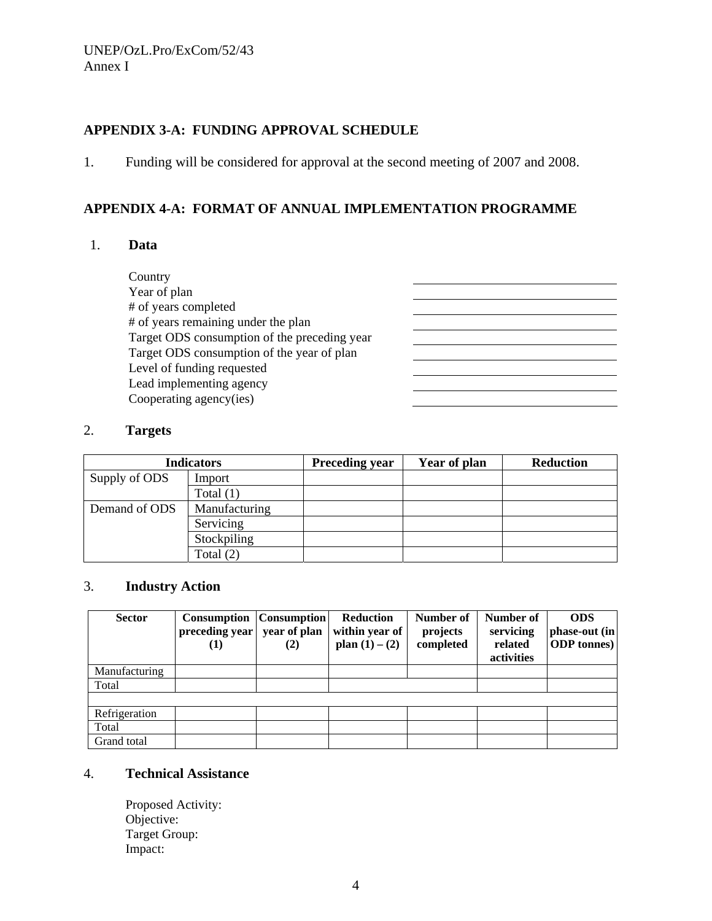## APPENDIX 3-A: FUNDING APPROVAL SCHEDULE

1. Funding will be considered for approval at the second meeting of 2007 and 2008.

## APPENDIX 4-A: FORMAT OF ANNUAL IMPLEMENTATION PROGRAMME

1. **Data**

| | |
|---|---|
| Country | |
| Year of plan | |
| # of years completed | |
| # of years remaining under the plan | |
| Target ODS consumption of the preceding year | |
| Target ODS consumption of the year of plan | |
| Level of funding requested | |
| Lead implementing agency | |
| Cooperating agency(ies) | |

2. **Targets**

| Indicators | | Preceding year | Year of plan | Reduction |
|---|---|---|---|---|
| Supply of ODS | Import | | | |
| | Total (1) | | | |
| Demand of ODS | Manufacturing | | | |
| | Servicing | | | |
| | Stockpiling | | | |
| | Total (2) | | | |

3. **Industry Action**

| Sector | Consumption preceding year (1) | Consumption year of plan (2) | Reduction within year of plan (1) – (2) | Number of projects completed | Number of servicing related activities | ODS phase-out (in ODP tonnes) |
|---|---|---|---|---|---|---|
| Manufacturing | | | | | | |
| Total | | | | | | |
| | | | | | | |
| Refrigeration | | | | | | |
| Total | | | | | | |
| Grand total | | | | | | |

4. **Technical Assistance**

Proposed Activity:
Objective:
Target Group:
Impact: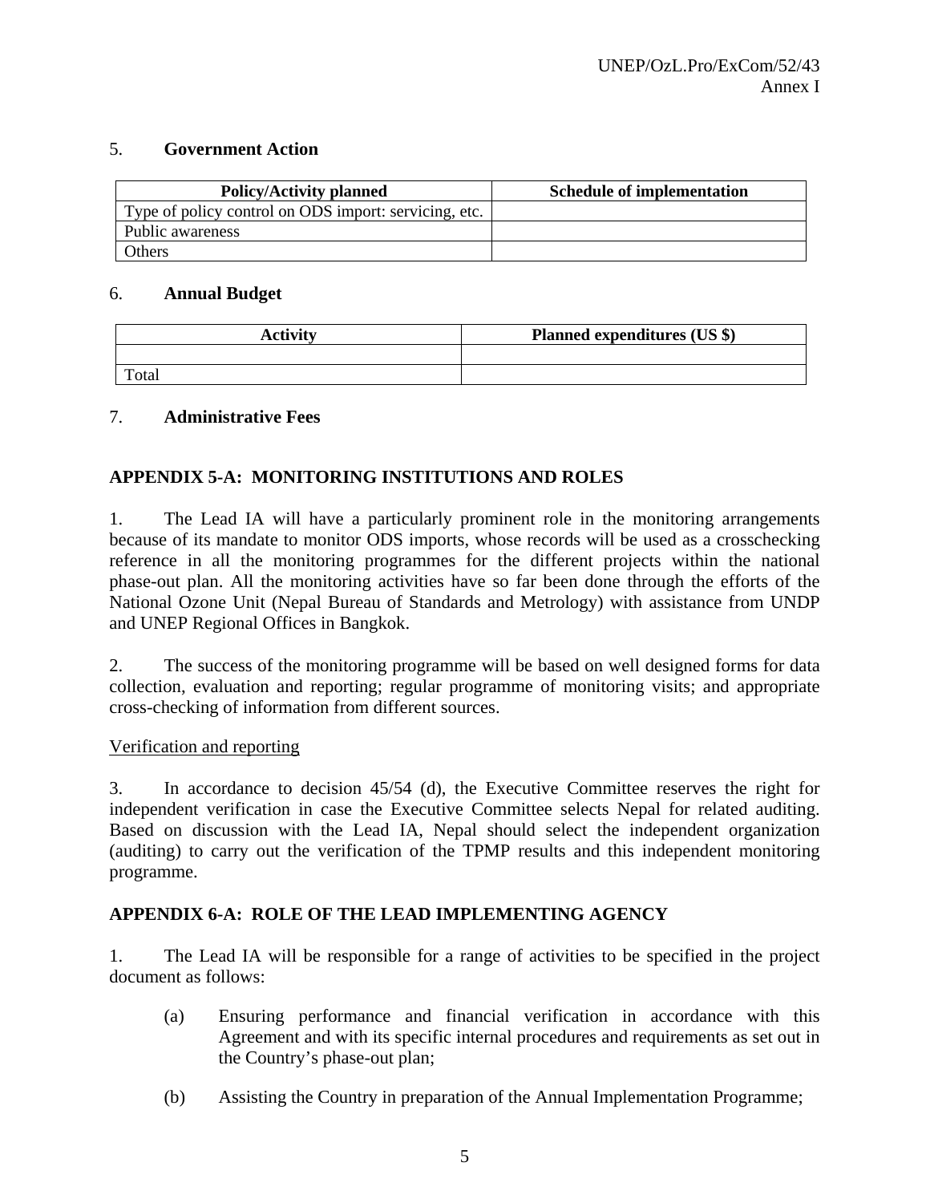5. **Government Action**

| Policy/Activity planned | Schedule of implementation |
|---|---|
| Type of policy control on ODS import: servicing, etc. | |
| Public awareness | |
| Others | |

6. **Annual Budget**

| Activity | Planned expenditures (US $) |
|---|---|
| | |
| Total | |

7. **Administrative Fees**

**APPENDIX 5-A: MONITORING INSTITUTIONS AND ROLES**

1. The Lead IA will have a particularly prominent role in the monitoring arrangements because of its mandate to monitor ODS imports, whose records will be used as a crosschecking reference in all the monitoring programmes for the different projects within the national phase-out plan. All the monitoring activities have so far been done through the efforts of the National Ozone Unit (Nepal Bureau of Standards and Metrology) with assistance from UNDP and UNEP Regional Offices in Bangkok.

2. The success of the monitoring programme will be based on well designed forms for data collection, evaluation and reporting; regular programme of monitoring visits; and appropriate cross-checking of information from different sources.

Verification and reporting

3. In accordance to decision 45/54 (d), the Executive Committee reserves the right for independent verification in case the Executive Committee selects Nepal for related auditing. Based on discussion with the Lead IA, Nepal should select the independent organization (auditing) to carry out the verification of the TPMP results and this independent monitoring programme.

**APPENDIX 6-A: ROLE OF THE LEAD IMPLEMENTING AGENCY**

1. The Lead IA will be responsible for a range of activities to be specified in the project document as follows:

(a) Ensuring performance and financial verification in accordance with this Agreement and with its specific internal procedures and requirements as set out in the Country's phase-out plan;

(b) Assisting the Country in preparation of the Annual Implementation Programme;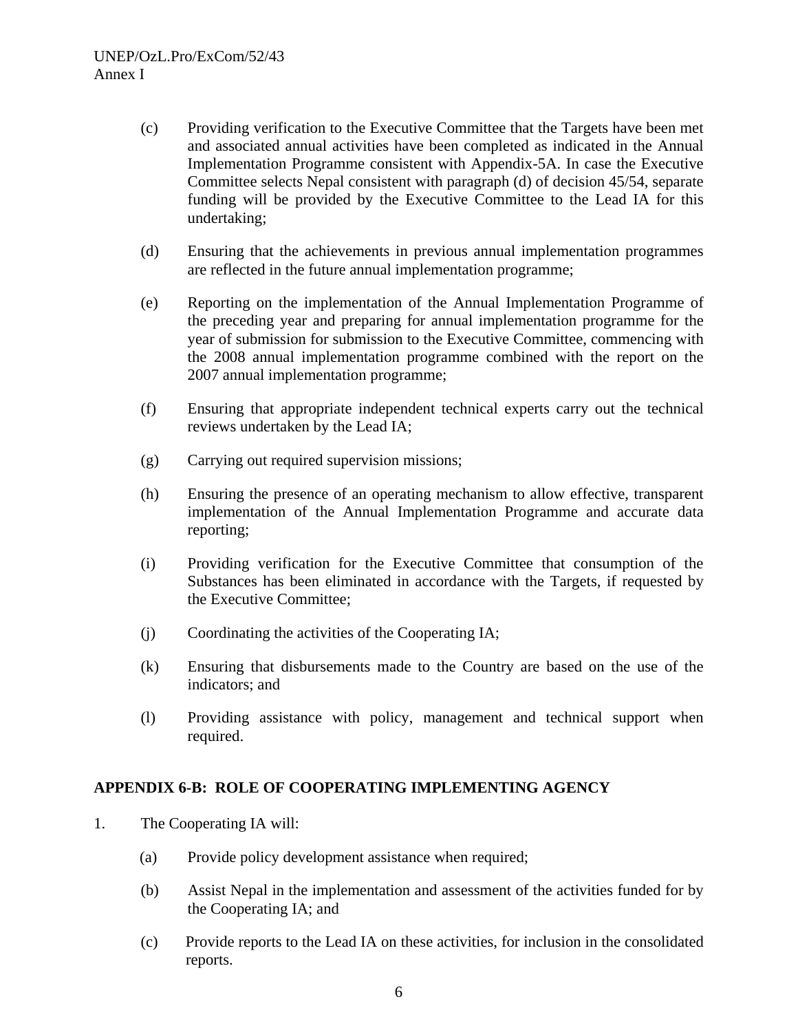(c) Providing verification to the Executive Committee that the Targets have been met and associated annual activities have been completed as indicated in the Annual Implementation Programme consistent with Appendix-5A. In case the Executive Committee selects Nepal consistent with paragraph (d) of decision 45/54, separate funding will be provided by the Executive Committee to the Lead IA for this undertaking;

(d) Ensuring that the achievements in previous annual implementation programmes are reflected in the future annual implementation programme;

(e) Reporting on the implementation of the Annual Implementation Programme of the preceding year and preparing for annual implementation programme for the year of submission for submission to the Executive Committee, commencing with the 2008 annual implementation programme combined with the report on the 2007 annual implementation programme;

(f) Ensuring that appropriate independent technical experts carry out the technical reviews undertaken by the Lead IA;

(g) Carrying out required supervision missions;

(h) Ensuring the presence of an operating mechanism to allow effective, transparent implementation of the Annual Implementation Programme and accurate data reporting;

(i) Providing verification for the Executive Committee that consumption of the Substances has been eliminated in accordance with the Targets, if requested by the Executive Committee;

(j) Coordinating the activities of the Cooperating IA;

(k) Ensuring that disbursements made to the Country are based on the use of the indicators; and

(l) Providing assistance with policy, management and technical support when required.

**APPENDIX 6-B: ROLE OF COOPERATING IMPLEMENTING AGENCY**

1. The Cooperating IA will:

   (a) Provide policy development assistance when required;

   (b) Assist Nepal in the implementation and assessment of the activities funded for by the Cooperating IA; and

   (c) Provide reports to the Lead IA on these activities, for inclusion in the consolidated reports.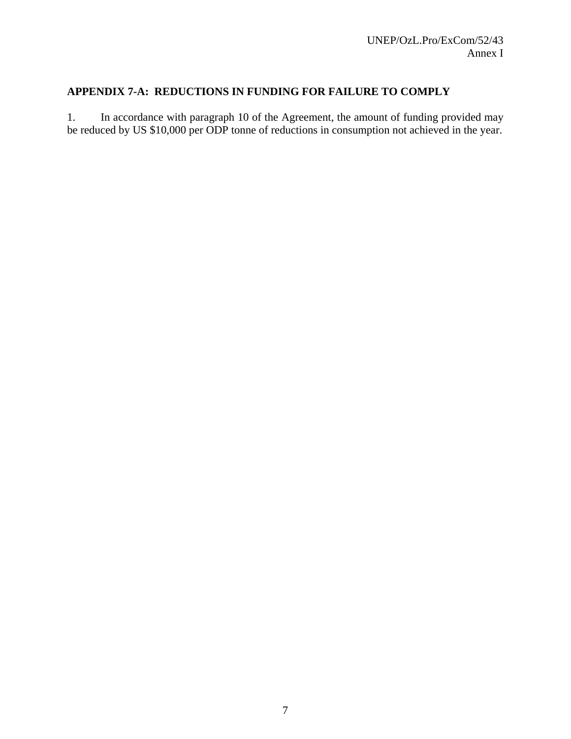## APPENDIX 7-A: REDUCTIONS IN FUNDING FOR FAILURE TO COMPLY

1. In accordance with paragraph 10 of the Agreement, the amount of funding provided may be reduced by US $10,000 per ODP tonne of reductions in consumption not achieved in the year.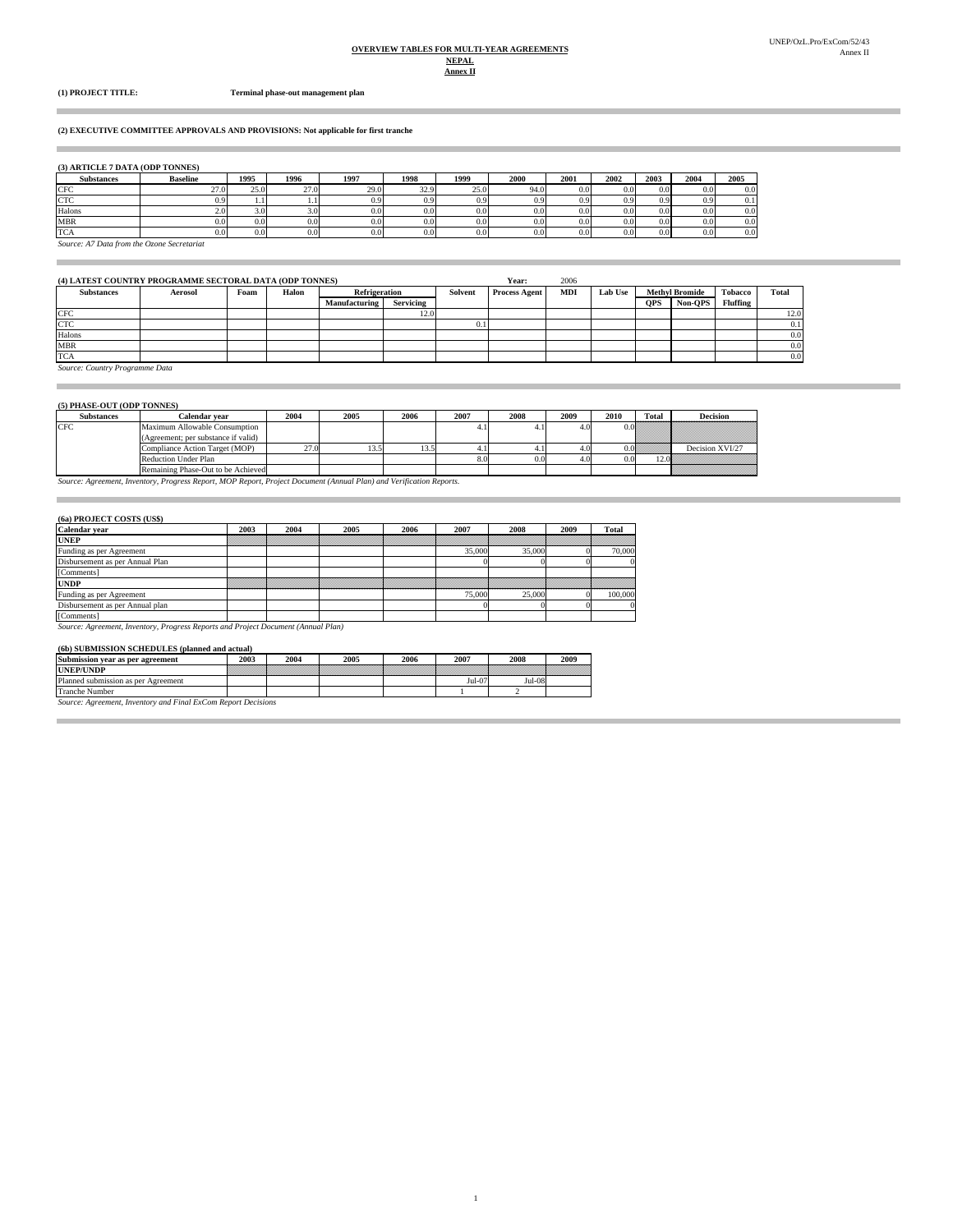**OVERVIEW TABLES FOR MULTI-YEAR AGREEMENTS**
**NEPAL**
**Annex II**

UNEP/OzL.Pro/ExCom/52/43
Annex II

**(1) PROJECT TITLE:** **Terminal phase-out management plan**

**(2) EXECUTIVE COMMITTEE APPROVALS AND PROVISIONS: Not applicable for first tranche**

**(3) ARTICLE 7 DATA (ODP TONNES)**

| Substances | Baseline | 1995 | 1996 | 1997 | 1998 | 1999 | 2000 | 2001 | 2002 | 2003 | 2004 | 2005 |
|---|---|---|---|---|---|---|---|---|---|---|---|---|
| CFC | 27.0 | 25.0 | 27.0 | 29.0 | 32.9 | 25.0 | 94.0 | 0.0 | 0.0 | 0.0 | 0.0 | 0.0 |
| CTC | 0.9 | 1.1 | 1.1 | 0.9 | 0.9 | 0.9 | 0.9 | 0.9 | 0.9 | 0.9 | 0.9 | 0.1 |
| Halons | 2.0 | 3.0 | 3.0 | 0.0 | 0.0 | 0.0 | 0.0 | 0.0 | 0.0 | 0.0 | 0.0 | 0.0 |
| MBR | 0.0 | 0.0 | 0.0 | 0.0 | 0.0 | 0.0 | 0.0 | 0.0 | 0.0 | 0.0 | 0.0 | 0.0 |
| TCA | 0.0 | 0.0 | 0.0 | 0.0 | 0.0 | 0.0 | 0.0 | 0.0 | 0.0 | 0.0 | 0.0 | 0.0 |

*Source: A7 Data from the Ozone Secretariat*

**(4) LATEST COUNTRY PROGRAMME SECTORAL DATA (ODP TONNES)** Year: 2006

| Substances | Aerosol | Foam | Halon | Refrigeration | | Solvent | Process Agent | MDI | Lab Use | Methyl Bromide | | Tobacco | Total |
|---|---|---|---|---|---|---|---|---|---|---|---|---|---|
| | | | | Manufacturing | Servicing | | | | | QPS | Non-QPS | Fluffing | |
| CFC | | | | | 12.0 | | | | | | | | 12.0 |
| CTC | | | | | | 0.1 | | | | | | | 0.1 |
| Halons | | | | | | | | | | | | | 0.0 |
| MBR | | | | | | | | | | | | | 0.0 |
| TCA | | | | | | | | | | | | | 0.0 |

*Source: Country Programme Data*

**(5) PHASE-OUT (ODP TONNES)**

| Substances | Calendar year | 2004 | 2005 | 2006 | 2007 | 2008 | 2009 | 2010 | Total | Decision |
|---|---|---|---|---|---|---|---|---|---|---|
| CFC | Maximum Allowable Consumption (Agreement; per substance if valid) | | | | 4.1 | 4.1 | 4.0 | 0.0 | | |
| | Compliance Action Target (MOP) | 27.0 | 13.5 | 13.5 | 4.1 | 4.1 | 4.0 | 0.0 | | Decision XVI/27 |
| | Reduction Under Plan | | | | 8.0 | 0.0 | 4.0 | 0.0 | 12.0 | |
| | Remaining Phase-Out to be Achieved | | | | | | | | | |

*Source: Agreement, Inventory, Progress Report, MOP Report, Project Document (Annual Plan) and Verification Reports.*

**(6a) PROJECT COSTS (US$)**

| Calendar year | 2003 | 2004 | 2005 | 2006 | 2007 | 2008 | 2009 | Total |
|---|---|---|---|---|---|---|---|---|
| **UNEP** | | | | | | | | |
| Funding as per Agreement | | | | | 35,000 | 35,000 | 0 | 70,000 |
| Disbursement as per Annual Plan | | | | | 0 | 0 | 0 | 0 |
| [Comments] | | | | | | | | |
| **UNDP** | | | | | | | | |
| Funding as per Agreement | | | | | 75,000 | 25,000 | 0 | 100,000 |
| Disbursement as per Annual plan | | | | | 0 | 0 | 0 | 0 |
| [Comments] | | | | | | | | |

*Source: Agreement, Inventory, Progress Reports and Project Document (Annual Plan)*

**(6b) SUBMISSION SCHEDULES (planned and actual)**

| Submission year as per agreement | 2003 | 2004 | 2005 | 2006 | 2007 | 2008 | 2009 |
|---|---|---|---|---|---|---|---|
| **UNEP/UNDP** | | | | | | | |
| Planned submission as per Agreement | | | | | Jul-07 | Jul-08 | |
| Tranche Number | | | | | 1 | 2 | |

*Source: Agreement, Inventory and Final ExCom Report Decisions*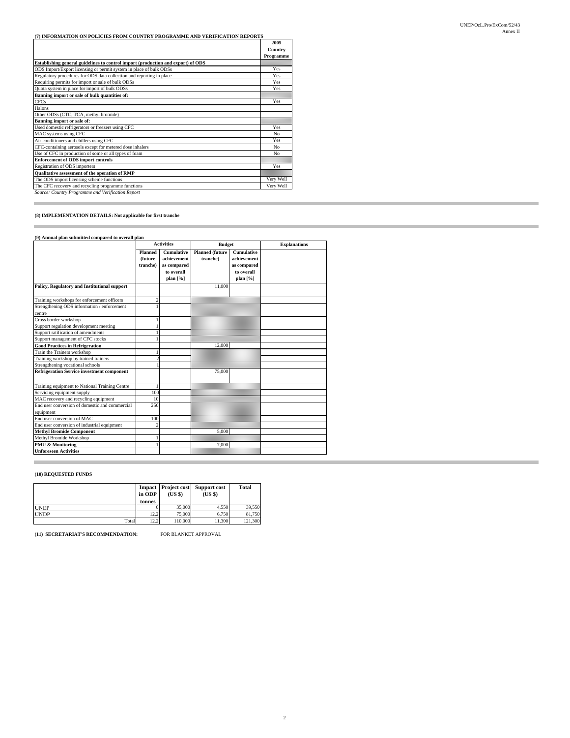### (7) INFORMATION ON POLICIES FROM COUNTRY PROGRAMME AND VERIFICATION REPORTS

| | 2005 Country Programme |
|---|---|
| **Establishing general guidelines to control import (production and export) of ODS** | |
| ODS Import/Export licensing or permit system in place of bulk ODSs | Yes |
| Regulatory procedures for ODS data collection and reporting in place | Yes |
| Requiring permits for import or sale of bulk ODSs | Yes |
| Quota system in place for import of bulk ODSs | Yes |
| **Banning import or sale of bulk quantities of:** | |
| CFCs | Yes |
| Halons | |
| Other ODSs (CTC, TCA, methyl bromide) | |
| **Banning import or sale of:** | |
| Used domestic refrigerators or freezers using CFC | Yes |
| MAC systems using CFC | No |
| Air conditioners and chillers using CFC | Yes |
| CFC-containing aerosols except for metered dose inhalers | No |
| Use of CFC in production of some or all types of foam | No |
| **Enforcement of ODS import controls** | |
| Registration of ODS importers | Yes |
| **Qualitative assessment of the operation of RMP** | |
| The ODS import licensing scheme functions | Very Well |
| The CFC recovery and recycling programme functions | Very Well |

*Source: Country Programme and Verification Report*

### (8) IMPLEMENTATION DETAILS: Not applicable for first tranche

### (9) Annual plan submitted compared to overall plan

| | Activities | | Budget | | Explanations |
|---|---|---|---|---|---|
| | Planned (future tranche) | Cumulative achievement as compared to overall plan [%] | Planned (future tranche) | Cumulative achievement as compared to overall plan [%] | |
| **Policy, Regulatory and Institutional support** | | | 11,000 | | |
| Training workshops for enforcement officers | 2 | | | | |
| Strengthening ODS information / enforcement centre | 1 | | | | |
| Cross border workshop | 1 | | | | |
| Support regulation development meeting | 1 | | | | |
| Support ratification of amendments | 1 | | | | |
| Support management of CFC stocks | 1 | | | | |
| **Good Practices in Refrigeration** | | | 12,000 | | |
| Train the Trainers workshop | 1 | | | | |
| Training workshop by trained trainers | 2 | | | | |
| Strengthening vocational schools | 1 | | | | |
| **Refrigeration Service investment component** | | | 75,000 | | |
| Training equipment to National Training Centre | 1 | | | | |
| Servicing equipment supply | 100 | | | | |
| MAC recovery and recycling equipment | 10 | | | | |
| End user conversion of domestic and commercial equipment | 250 | | | | |
| End user conversion of MAC | 100 | | | | |
| End user conversion of industrial equipment | 2 | | | | |
| **Methyl Bromide Component** | | | 5,000 | | |
| Methyl Bromide Workshop | 1 | | | | |
| **PMU & Monitoring** | 1 | | 7,000 | | |
| **Unforeseen Activities** | | | | | |

### (10) REQUESTED FUNDS

| | Impact in ODP tonnes | Project cost (US $) | Support cost (US $) | Total |
|---|---|---|---|---|
| UNEP | 0 | 35,000 | 4,550 | 39,550 |
| UNDP | 12.2 | 75,000 | 6,750 | 81,750 |
| Total | 12.2 | 110,000 | 11,300 | 121,300 |

**(11) SECRETARIAT'S RECOMMENDATION:** FOR BLANKET APPROVAL